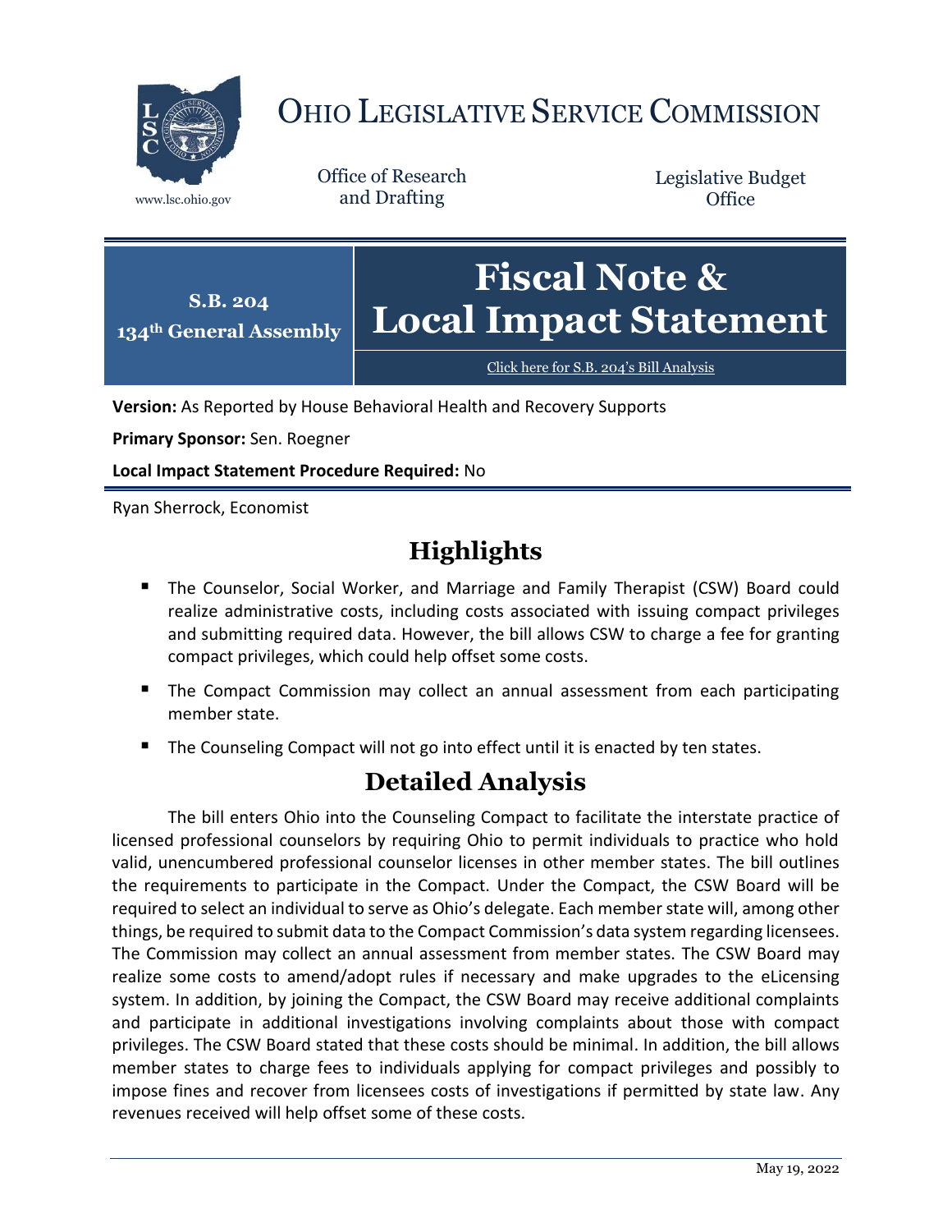# OHIO LEGISLATIVE SERVICE COMMISSION

www.lsc.ohio.gov

Office of Research and Drafting

Legislative Budget Office

**S.B. 204**
**134th General Assembly**

# Fiscal Note & Local Impact Statement

Click here for S.B. 204's Bill Analysis

**Version:** As Reported by House Behavioral Health and Recovery Supports

**Primary Sponsor:** Sen. Roegner

**Local Impact Statement Procedure Required:** No

Ryan Sherrock, Economist

## Highlights

- The Counselor, Social Worker, and Marriage and Family Therapist (CSW) Board could realize administrative costs, including costs associated with issuing compact privileges and submitting required data. However, the bill allows CSW to charge a fee for granting compact privileges, which could help offset some costs.
- The Compact Commission may collect an annual assessment from each participating member state.
- The Counseling Compact will not go into effect until it is enacted by ten states.

## Detailed Analysis

The bill enters Ohio into the Counseling Compact to facilitate the interstate practice of licensed professional counselors by requiring Ohio to permit individuals to practice who hold valid, unencumbered professional counselor licenses in other member states. The bill outlines the requirements to participate in the Compact. Under the Compact, the CSW Board will be required to select an individual to serve as Ohio's delegate. Each member state will, among other things, be required to submit data to the Compact Commission's data system regarding licensees. The Commission may collect an annual assessment from member states. The CSW Board may realize some costs to amend/adopt rules if necessary and make upgrades to the eLicensing system. In addition, by joining the Compact, the CSW Board may receive additional complaints and participate in additional investigations involving complaints about those with compact privileges. The CSW Board stated that these costs should be minimal. In addition, the bill allows member states to charge fees to individuals applying for compact privileges and possibly to impose fines and recover from licensees costs of investigations if permitted by state law. Any revenues received will help offset some of these costs.

May 19, 2022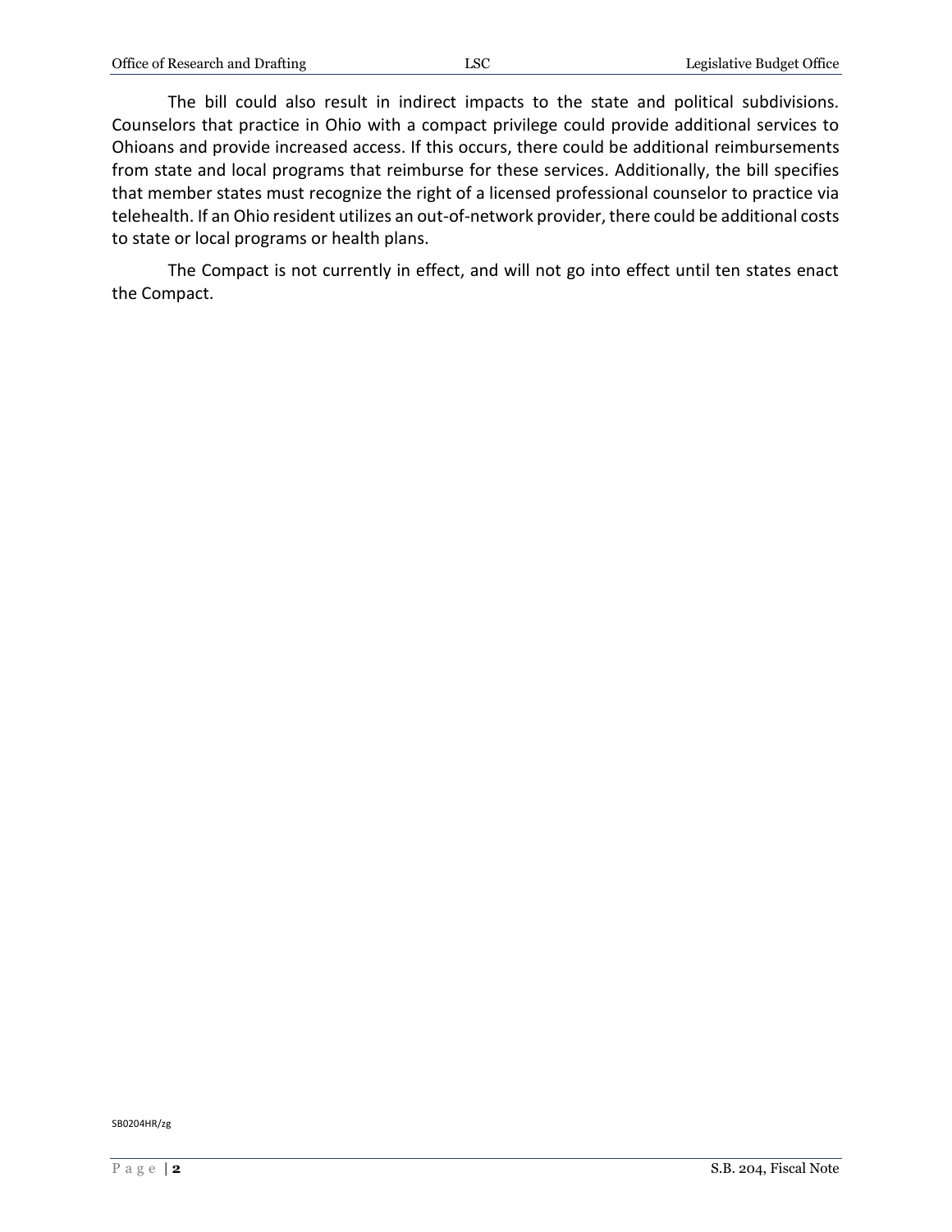The bill could also result in indirect impacts to the state and political subdivisions. Counselors that practice in Ohio with a compact privilege could provide additional services to Ohioans and provide increased access. If this occurs, there could be additional reimbursements from state and local programs that reimburse for these services. Additionally, the bill specifies that member states must recognize the right of a licensed professional counselor to practice via telehealth. If an Ohio resident utilizes an out-of-network provider, there could be additional costs to state or local programs or health plans.

The Compact is not currently in effect, and will not go into effect until ten states enact the Compact.

SB0204HR/zg